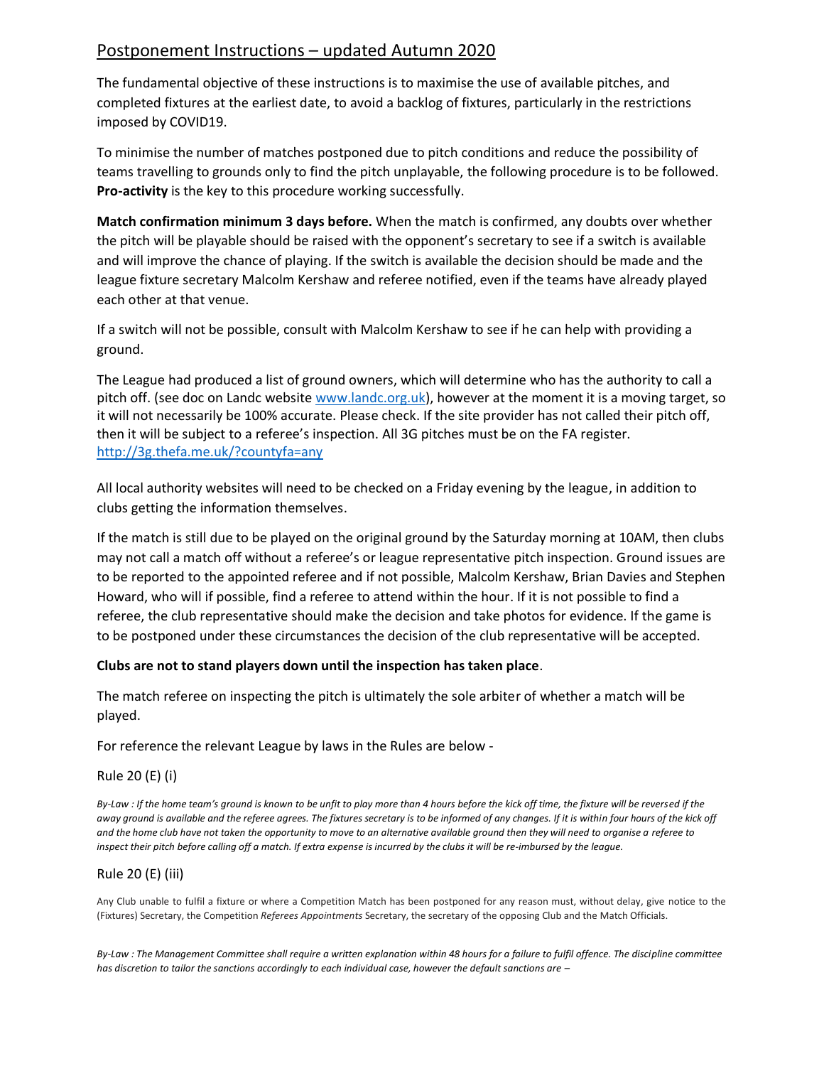# Postponement Instructions – updated Autumn 2020

The fundamental objective of these instructions is to maximise the use of available pitches, and completed fixtures at the earliest date, to avoid a backlog of fixtures, particularly in the restrictions imposed by COVID19.

To minimise the number of matches postponed due to pitch conditions and reduce the possibility of teams travelling to grounds only to find the pitch unplayable, the following procedure is to be followed. **Pro-activity** is the key to this procedure working successfully.

**Match confirmation minimum 3 days before.** When the match is confirmed, any doubts over whether the pitch will be playable should be raised with the opponent's secretary to see if a switch is available and will improve the chance of playing. If the switch is available the decision should be made and the league fixture secretary Malcolm Kershaw and referee notified, even if the teams have already played each other at that venue.

If a switch will not be possible, consult with Malcolm Kershaw to see if he can help with providing a ground.

The League had produced a list of ground owners, which will determine who has the authority to call a pitch off. (see doc on Landc website [www.landc.org.uk](www.landc.org.uk)), however at the moment it is a moving target, so it will not necessarily be 100% accurate. Please check. If the site provider has not called their pitch off, then it will be subject to a referee's inspection. All 3G pitches must be on the FA register. [http://3g.thefa.me.uk/?countyfa=any](http://3g.thefa.me.uk/?countyfa=any)

All local authority websites will need to be checked on a Friday evening by the league, in addition to clubs getting the information themselves.

If the match is still due to be played on the original ground by the Saturday morning at 10AM, then clubs may not call a match off without a referee's or league representative pitch inspection. Ground issues are to be reported to the appointed referee and if not possible, Malcolm Kershaw, Brian Davies and Stephen Howard, who will if possible, find a referee to attend within the hour. If it is not possible to find a referee, the club representative should make the decision and take photos for evidence. If the game is to be postponed under these circumstances the decision of the club representative will be accepted.

**Clubs are not to stand players down until the inspection has taken place**.

The match referee on inspecting the pitch is ultimately the sole arbiter of whether a match will be played.

For reference the relevant League by laws in the Rules are below -

Rule 20 (E) (i)

*By-Law : If the home team's ground is known to be unfit to play more than 4 hours before the kick off time, the fixture will be reversed if the away ground is available and the referee agrees. The fixtures secretary is to be informed of any changes. If it is within four hours of the kick off and the home club have not taken the opportunity to move to an alternative available ground then they will need to organise a referee to inspect their pitch before calling off a match. If extra expense is incurred by the clubs it will be re-imbursed by the league.*

Rule 20 (E) (iii)

Any Club unable to fulfil a fixture or where a Competition Match has been postponed for any reason must, without delay, give notice to the (Fixtures) Secretary, the Competition *Referees Appointments* Secretary, the secretary of the opposing Club and the Match Officials.

*By-Law : The Management Committee shall require a written explanation within 48 hours for a failure to fulfil offence. The discipline committee has discretion to tailor the sanctions accordingly to each individual case, however the default sanctions are –*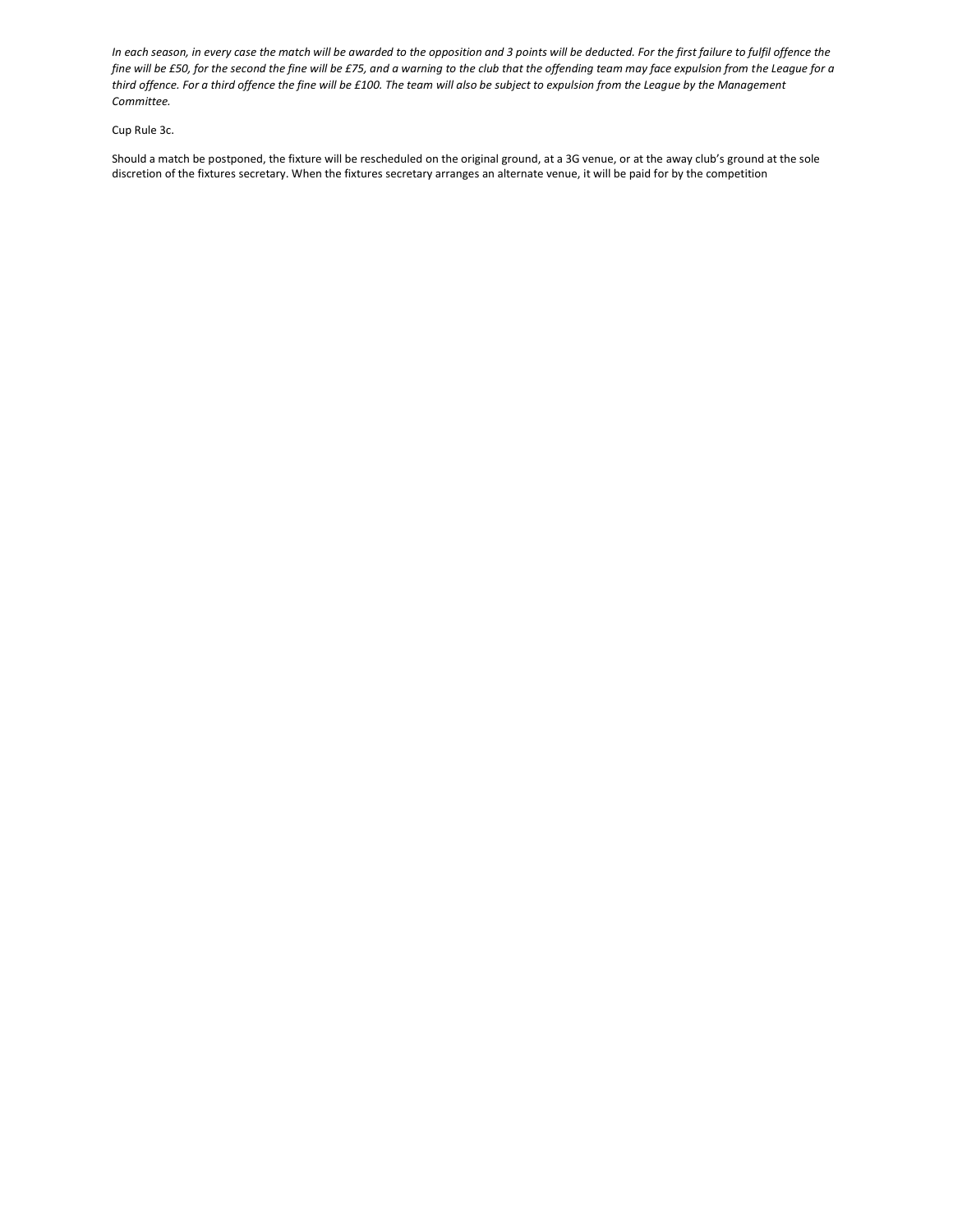*In each season, in every case the match will be awarded to the opposition and 3 points will be deducted. For the first failure to fulfil offence the fine will be £50, for the second the fine will be £75, and a warning to the club that the offending team may face expulsion from the League for a third offence. For a third offence the fine will be £100. The team will also be subject to expulsion from the League by the Management Committee.*

Cup Rule 3c.

Should a match be postponed, the fixture will be rescheduled on the original ground, at a 3G venue, or at the away club's ground at the sole discretion of the fixtures secretary. When the fixtures secretary arranges an alternate venue, it will be paid for by the competition